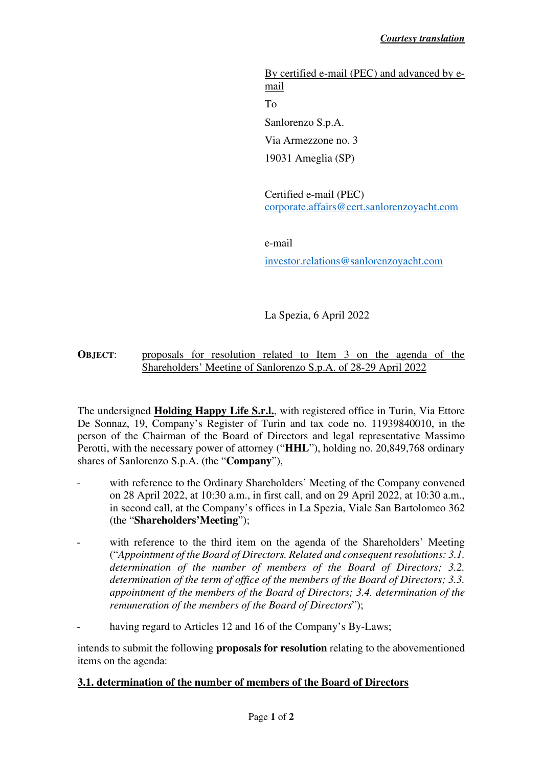***Courtesy translation***

By certified e-mail (PEC) and advanced by e-mail

To

Sanlorenzo S.p.A.

Via Armezzone no. 3

19031 Ameglia (SP)

Certified e-mail (PEC)
corporate.affairs@cert.sanlorenzoyacht.com

e-mail

investor.relations@sanlorenzoyacht.com

La Spezia, 6 April 2022

**OBJECT**: proposals for resolution related to Item 3 on the agenda of the Shareholders' Meeting of Sanlorenzo S.p.A. of 28-29 April 2022

The undersigned **Holding Happy Life S.r.l.**, with registered office in Turin, Via Ettore De Sonnaz, 19, Company's Register of Turin and tax code no. 11939840010, in the person of the Chairman of the Board of Directors and legal representative Massimo Perotti, with the necessary power of attorney ("**HHL**"), holding no. 20,849,768 ordinary shares of Sanlorenzo S.p.A. (the "**Company**"),

- with reference to the Ordinary Shareholders' Meeting of the Company convened on 28 April 2022, at 10:30 a.m., in first call, and on 29 April 2022, at 10:30 a.m., in second call, at the Company's offices in La Spezia, Viale San Bartolomeo 362 (the "**Shareholders'Meeting**");
- with reference to the third item on the agenda of the Shareholders' Meeting ("*Appointment of the Board of Directors. Related and consequent resolutions: 3.1. determination of the number of members of the Board of Directors; 3.2. determination of the term of office of the members of the Board of Directors; 3.3. appointment of the members of the Board of Directors; 3.4. determination of the remuneration of the members of the Board of Directors*");
- having regard to Articles 12 and 16 of the Company's By-Laws;

intends to submit the following **proposals for resolution** relating to the abovementioned items on the agenda:

**3.1. determination of the number of members of the Board of Directors**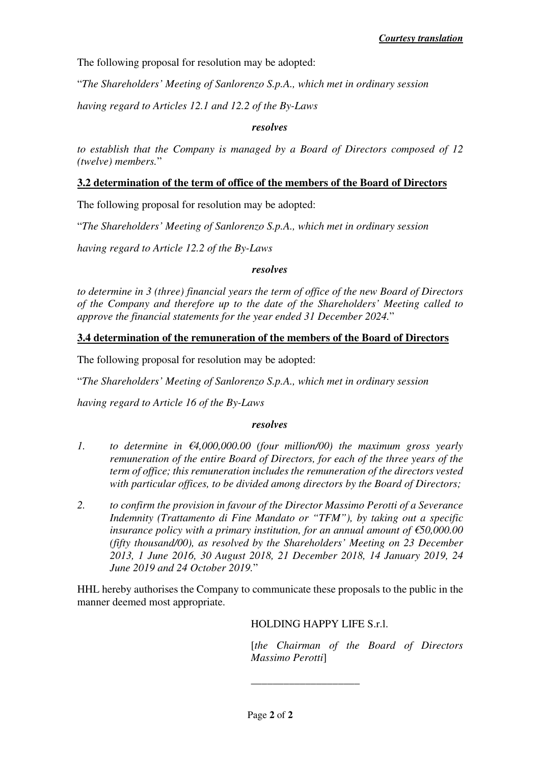*Courtesy translation*

The following proposal for resolution may be adopted:

"*The Shareholders' Meeting of Sanlorenzo S.p.A., which met in ordinary session*

*having regard to Articles 12.1 and 12.2 of the By-Laws*

***resolves***

*to establish that the Company is managed by a Board of Directors composed of 12 (twelve) members.*"

## 3.2 determination of the term of office of the members of the Board of Directors

The following proposal for resolution may be adopted:

"*The Shareholders' Meeting of Sanlorenzo S.p.A., which met in ordinary session*

*having regard to Article 12.2 of the By-Laws*

***resolves***

*to determine in 3 (three) financial years the term of office of the new Board of Directors of the Company and therefore up to the date of the Shareholders' Meeting called to approve the financial statements for the year ended 31 December 2024.*"

## 3.4 determination of the remuneration of the members of the Board of Directors

The following proposal for resolution may be adopted:

"*The Shareholders' Meeting of Sanlorenzo S.p.A., which met in ordinary session*

*having regard to Article 16 of the By-Laws*

***resolves***

1. *to determine in €4,000,000.00 (four million/00) the maximum gross yearly remuneration of the entire Board of Directors, for each of the three years of the term of office; this remuneration includes the remuneration of the directors vested with particular offices, to be divided among directors by the Board of Directors;*
2. *to confirm the provision in favour of the Director Massimo Perotti of a Severance Indemnity (Trattamento di Fine Mandato or "TFM"), by taking out a specific insurance policy with a primary institution, for an annual amount of €50,000.00 (fifty thousand/00), as resolved by the Shareholders' Meeting on 23 December 2013, 1 June 2016, 30 August 2018, 21 December 2018, 14 January 2019, 24 June 2019 and 24 October 2019.*"

HHL hereby authorises the Company to communicate these proposals to the public in the manner deemed most appropriate.

HOLDING HAPPY LIFE S.r.l.

[*the Chairman of the Board of Directors Massimo Perotti*]

\_\_\_\_\_\_\_\_\_\_\_\_\_\_\_\_\_\_\_\_